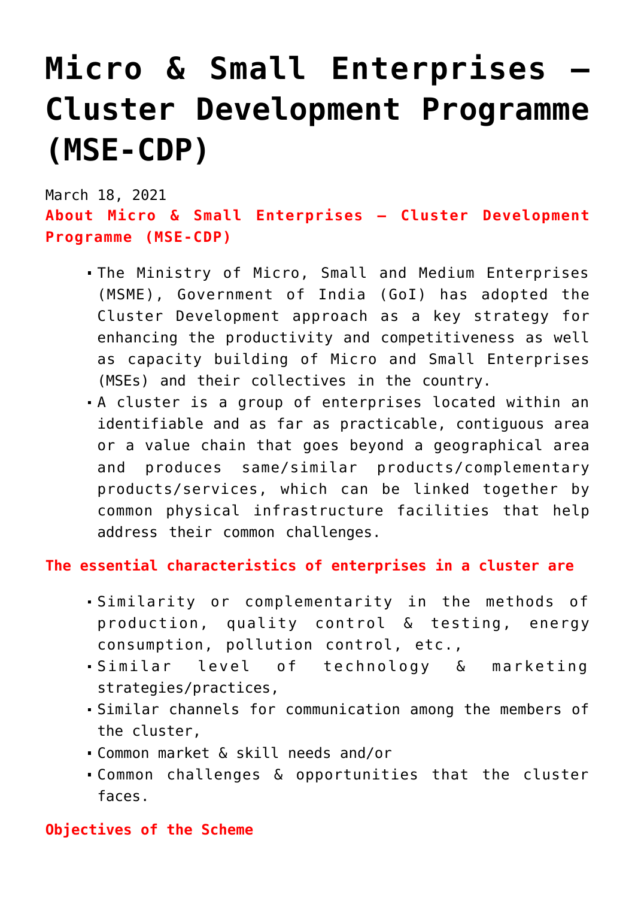# Micro & Small Enterprises – Cluster Development Programme (MSE-CDP)

March 18, 2021

**About Micro & Small Enterprises – Cluster Development Programme (MSE-CDP)**

- The Ministry of Micro, Small and Medium Enterprises (MSME), Government of India (GoI) has adopted the Cluster Development approach as a key strategy for enhancing the productivity and competitiveness as well as capacity building of Micro and Small Enterprises (MSEs) and their collectives in the country.
- A cluster is a group of enterprises located within an identifiable and as far as practicable, contiguous area or a value chain that goes beyond a geographical area and produces same/similar products/complementary products/services, which can be linked together by common physical infrastructure facilities that help address their common challenges.

**The essential characteristics of enterprises in a cluster are**

- Similarity or complementarity in the methods of production, quality control & testing, energy consumption, pollution control, etc.,
- Similar level of technology & marketing strategies/practices,
- Similar channels for communication among the members of the cluster,
- Common market & skill needs and/or
- Common challenges & opportunities that the cluster faces.

**Objectives of the Scheme**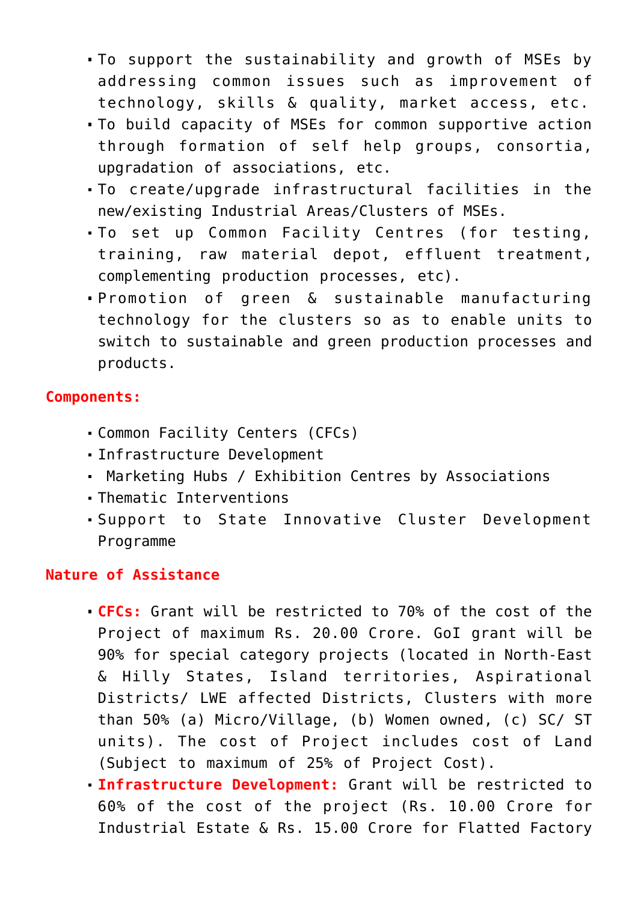- To support the sustainability and growth of MSEs by addressing common issues such as improvement of technology, skills & quality, market access, etc.
- To build capacity of MSEs for common supportive action through formation of self help groups, consortia, upgradation of associations, etc.
- To create/upgrade infrastructural facilities in the new/existing Industrial Areas/Clusters of MSEs.
- To set up Common Facility Centres (for testing, training, raw material depot, effluent treatment, complementing production processes, etc).
- Promotion of green & sustainable manufacturing technology for the clusters so as to enable units to switch to sustainable and green production processes and products.

**Components:**

- Common Facility Centers (CFCs)
- Infrastructure Development
- Marketing Hubs / Exhibition Centres by Associations
- Thematic Interventions
- Support to State Innovative Cluster Development Programme

**Nature of Assistance**

- **CFCs:** Grant will be restricted to 70% of the cost of the Project of maximum Rs. 20.00 Crore. GoI grant will be 90% for special category projects (located in North-East & Hilly States, Island territories, Aspirational Districts/ LWE affected Districts, Clusters with more than 50% (a) Micro/Village, (b) Women owned, (c) SC/ ST units). The cost of Project includes cost of Land (Subject to maximum of 25% of Project Cost).
- **Infrastructure Development:** Grant will be restricted to 60% of the cost of the project (Rs. 10.00 Crore for Industrial Estate & Rs. 15.00 Crore for Flatted Factory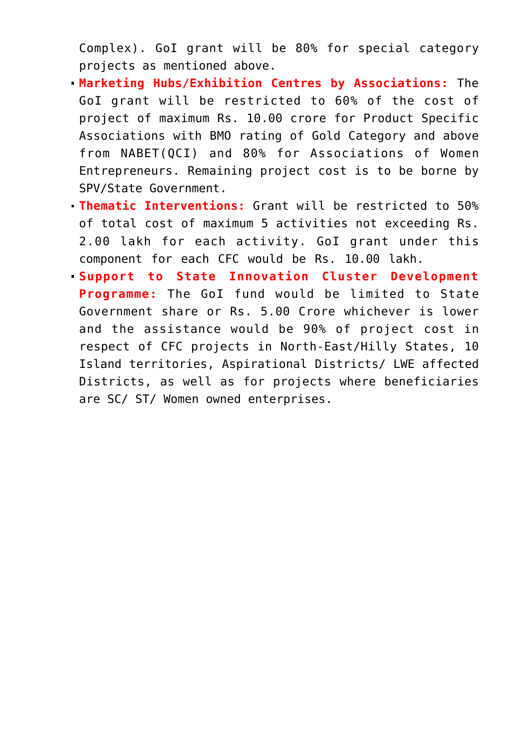Complex). GoI grant will be 80% for special category projects as mentioned above.

- **Marketing Hubs/Exhibition Centres by Associations:** The GoI grant will be restricted to 60% of the cost of project of maximum Rs. 10.00 crore for Product Specific Associations with BMO rating of Gold Category and above from NABET(QCI) and 80% for Associations of Women Entrepreneurs. Remaining project cost is to be borne by SPV/State Government.
- **Thematic Interventions:** Grant will be restricted to 50% of total cost of maximum 5 activities not exceeding Rs. 2.00 lakh for each activity. GoI grant under this component for each CFC would be Rs. 10.00 lakh.
- **Support to State Innovation Cluster Development Programme:** The GoI fund would be limited to State Government share or Rs. 5.00 Crore whichever is lower and the assistance would be 90% of project cost in respect of CFC projects in North-East/Hilly States, 10 Island territories, Aspirational Districts/ LWE affected Districts, as well as for projects where beneficiaries are SC/ ST/ Women owned enterprises.